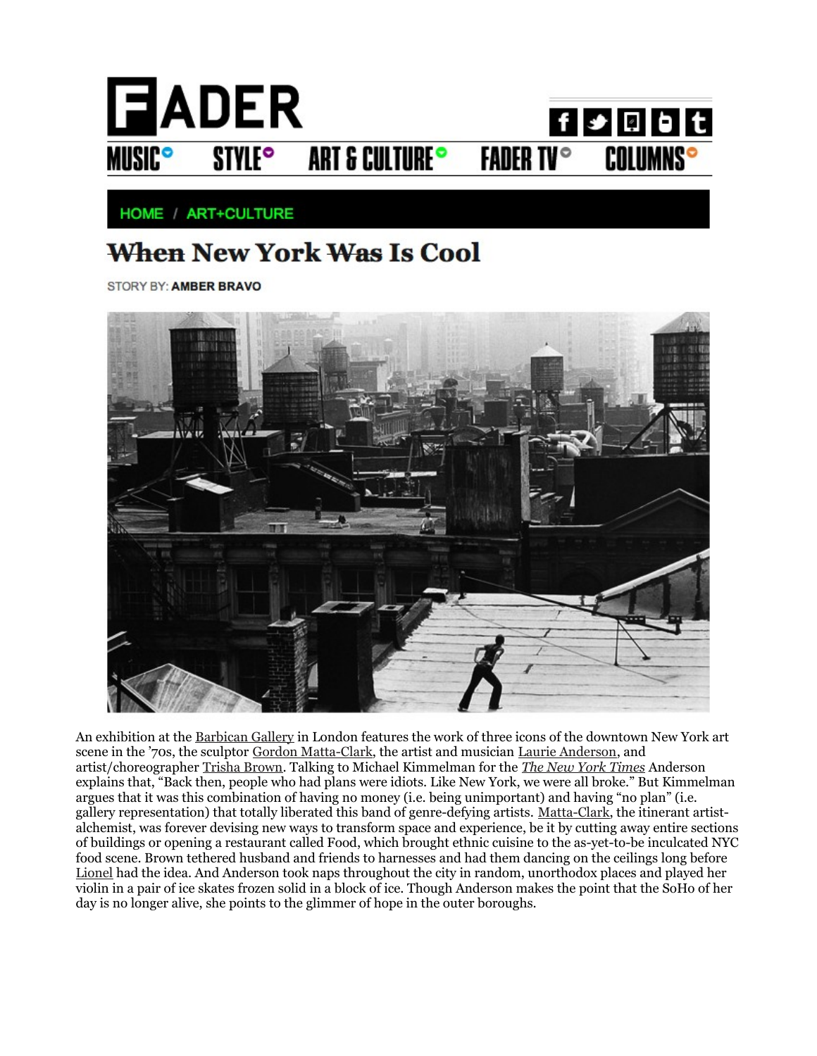# ~~When~~ New York ~~Was~~ Is Cool

STORY BY: **AMBER BRAVO**

An exhibition at the Barbican Gallery in London features the work of three icons of the downtown New York art scene in the '70s, the sculptor Gordon Matta-Clark, the artist and musician Laurie Anderson, and artist/choreographer Trisha Brown. Talking to Michael Kimmelman for the *The New York Times* Anderson explains that, "Back then, people who had plans were idiots. Like New York, we were all broke." But Kimmelman argues that it was this combination of having no money (i.e. being unimportant) and having "no plan" (i.e. gallery representation) that totally liberated this band of genre-defying artists. Matta-Clark, the itinerant artist-alchemist, was forever devising new ways to transform space and experience, be it by cutting away entire sections of buildings or opening a restaurant called Food, which brought ethnic cuisine to the as-yet-to-be inculcated NYC food scene. Brown tethered husband and friends to harnesses and had them dancing on the ceilings long before Lionel had the idea. And Anderson took naps throughout the city in random, unorthodox places and played her violin in a pair of ice skates frozen solid in a block of ice. Though Anderson makes the point that the SoHo of her day is no longer alive, she points to the glimmer of hope in the outer boroughs.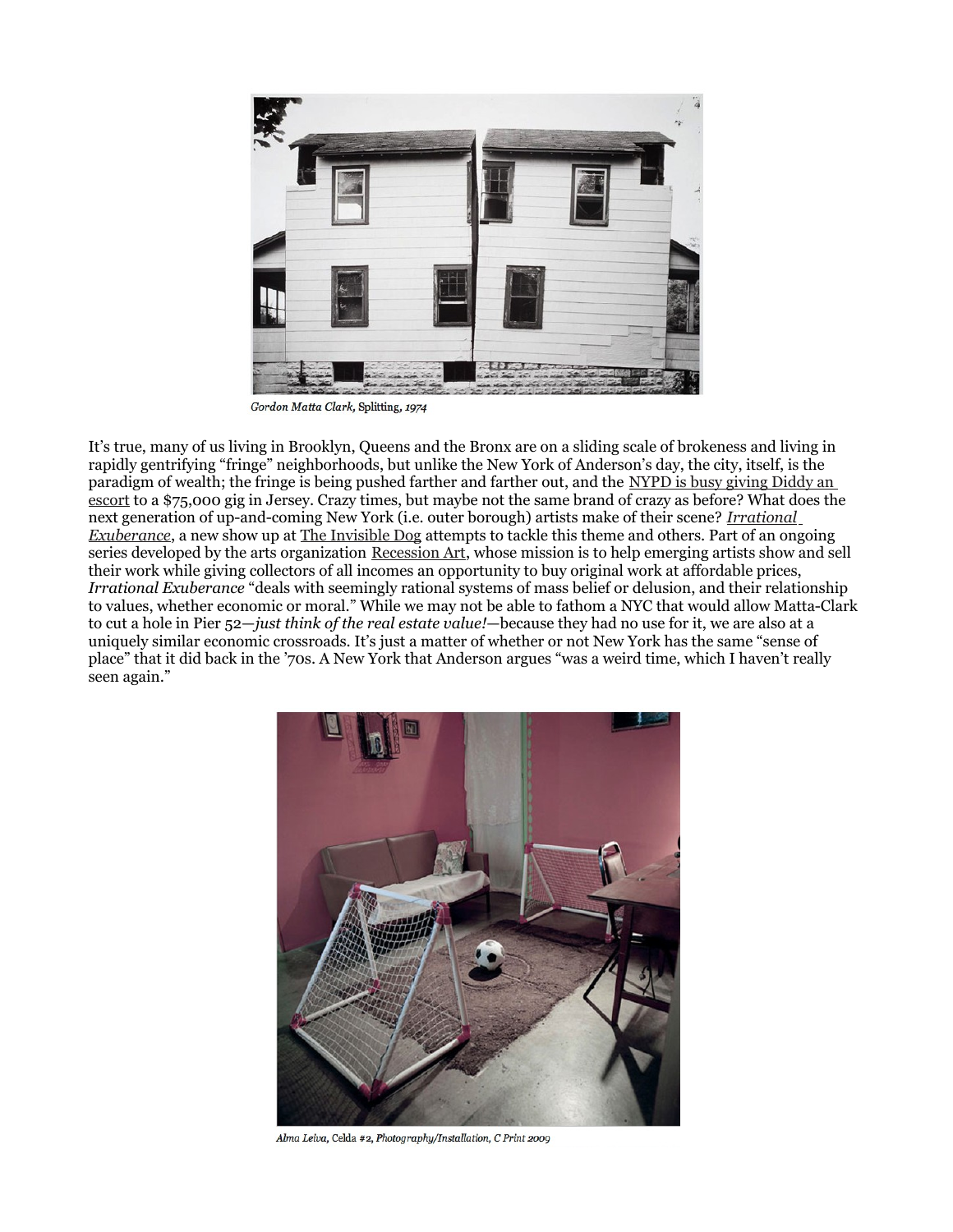*Gordon Matta Clark,* Splitting, *1974*

It's true, many of us living in Brooklyn, Queens and the Bronx are on a sliding scale of brokeness and living in rapidly gentrifying "fringe" neighborhoods, but unlike the New York of Anderson's day, the city, itself, is the paradigm of wealth; the fringe is being pushed farther and farther out, and the NYPD is busy giving Diddy an escort to a $75,000 gig in Jersey. Crazy times, but maybe not the same brand of crazy as before? What does the next generation of up-and-coming New York (i.e. outer borough) artists make of their scene? *Irrational Exuberance*, a new show up at The Invisible Dog attempts to tackle this theme and others. Part of an ongoing series developed by the arts organization Recession Art, whose mission is to help emerging artists show and sell their work while giving collectors of all incomes an opportunity to buy original work at affordable prices, *Irrational Exuberance* "deals with seemingly rational systems of mass belief or delusion, and their relationship to values, whether economic or moral." While we may not be able to fathom a NYC that would allow Matta-Clark to cut a hole in Pier 52—*just think of the real estate value!*—because they had no use for it, we are also at a uniquely similar economic crossroads. It's just a matter of whether or not New York has the same "sense of place" that it did back in the '70s. A New York that Anderson argues "was a weird time, which I haven't really seen again."

*Alma Leiva,* Celda #2, *Photography/Installation, C Print 2009*